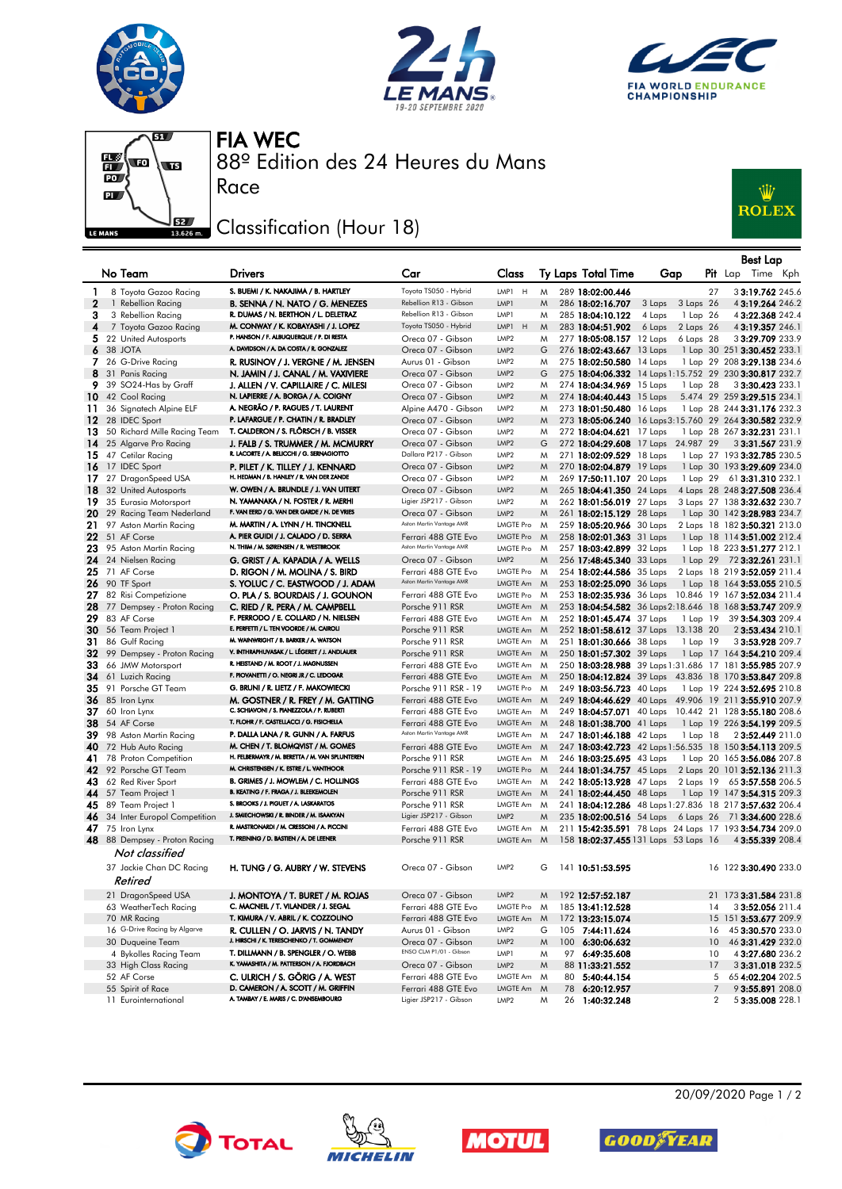# FIA WEC

## 88º Edition des 24 Heures du Mans

Race

## Classification (Hour 18)

| | No | Team | Drivers | Car | Class | Ty | Laps | Total Time | Gap | | Pit | Best Lap Lap | Time | Kph |
|---|---|---|---|---|---|---|---|---|---|---|---|---|---|---|
| 1 | 8 | Toyota Gazoo Racing | S. BUEMI / K. NAKAJIMA / B. HARTLEY | Toyota TS050 - Hybrid | LMP1 H | M | 289 | 18:02:00.446 | | | 27 | 3 | 3:19.762 | 245.6 |
| 2 | 1 | Rebellion Racing | B. SENNA / N. NATO / G. MENEZES | Rebellion R13 - Gibson | LMP1 | M | 286 | 18:02:16.707 | 3 Laps | 3 Laps | 26 | 4 | 3:19.264 | 246.2 |
| 3 | 3 | Rebellion Racing | R. DUMAS / N. BERTHON / L. DELETRAZ | Rebellion R13 - Gibson | LMP1 | M | 285 | 18:04:10.122 | 4 Laps | 1 Lap | 26 | 4 | 3:22.368 | 242.4 |
| 4 | 7 | Toyota Gazoo Racing | M. CONWAY / K. KOBAYASHI / J. LOPEZ | Toyota TS050 - Hybrid | LMP1 H | M | 283 | 18:04:51.902 | 6 Laps | 2 Laps | 26 | 4 | 3:19.357 | 246.1 |
| 5 | 22 | United Autosports | P. HANSON / F. ALBUQUERQUE / P. DI RESTA | Oreca 07 - Gibson | LMP2 | M | 277 | 18:05:08.157 | 12 Laps | 6 Laps | 28 | 3 | 3:29.709 | 233.9 |
| 6 | 38 | JOTA | A. DAVIDSON / A. DA COSTA / R. GONZALEZ | Oreca 07 - Gibson | LMP2 | G | 276 | 18:02:43.667 | 13 Laps | 1 Lap | 30 | 251 | 3:30.452 | 233.1 |
| 7 | 26 | G-Drive Racing | R. RUSINOV / J. VERGNE / M. JENSEN | Aurus 01 - Gibson | LMP2 | M | 275 | 18:02:50.580 | 14 Laps | 1 Lap | 29 | 208 | 3:29.138 | 234.6 |
| 8 | 31 | Panis Racing | N. JAMIN / J. CANAL / M. VAXIVIERE | Oreca 07 - Gibson | LMP2 | G | 275 | 18:04:06.332 | 14 Laps | 1:15.752 | 29 | 230 | 3:30.817 | 232.7 |
| 9 | 39 | SO24-Has by Graff | J. ALLEN / V. CAPILLAIRE / C. MILESI | Oreca 07 - Gibson | LMP2 | M | 274 | 18:04:34.969 | 15 Laps | 1 Lap | 28 | 3 | 3:30.423 | 233.1 |
| 10 | 42 | Cool Racing | N. LAPIERRE / A. BORGA / A. COIGNY | Oreca 07 - Gibson | LMP2 | M | 274 | 18:04:40.443 | 15 Laps | 5.474 | 29 | 259 | 3:29.515 | 234.1 |
| 11 | 36 | Signatech Alpine ELF | A. NEGRÃO / P. RAGUES / T. LAURENT | Alpine A470 - Gibson | LMP2 | M | 273 | 18:01:50.480 | 16 Laps | 1 Lap | 28 | 244 | 3:31.176 | 232.3 |
| 12 | 28 | IDEC Sport | P. LAFARGUE / P. CHATIN / R. BRADLEY | Oreca 07 - Gibson | LMP2 | M | 273 | 18:05:06.240 | 16 Laps | 3:15.760 | 29 | 264 | 3:30.582 | 232.9 |
| 13 | 50 | Richard Mille Racing Team | T. CALDERON / S. FLÖRSCH / B. VISSER | Oreca 07 - Gibson | LMP2 | M | 272 | 18:04:04.621 | 17 Laps | 1 Lap | 28 | 267 | 3:32.231 | 231.1 |
| 14 | 25 | Algarve Pro Racing | J. FALB / S. TRUMMER / M. MCMURRY | Oreca 07 - Gibson | LMP2 | G | 272 | 18:04:29.608 | 17 Laps | 24.987 | 29 | 3 | 3:31.567 | 231.9 |
| 15 | 47 | Cetilar Racing | R. LACORTE / A. BELICCHI / G. SERNAGIOTTO | Dallara P217 - Gibson | LMP2 | M | 271 | 18:02:09.529 | 18 Laps | 1 Lap | 27 | 193 | 3:32.785 | 230.5 |
| 16 | 17 | IDEC Sport | P. PILET / K. TILLEY / J. KENNARD | Oreca 07 - Gibson | LMP2 | M | 270 | 18:02:04.879 | 19 Laps | 1 Lap | 30 | 193 | 3:29.609 | 234.0 |
| 17 | 27 | DragonSpeed USA | H. HEDMAN / B. HANLEY / R. VAN DER ZANDE | Oreca 07 - Gibson | LMP2 | M | 269 | 17:50:11.107 | 20 Laps | 1 Lap | 29 | 61 | 3:31.310 | 232.1 |
| 18 | 32 | United Autosports | W. OWEN / A. BRUNDLE / J. VAN UITERT | Oreca 07 - Gibson | LMP2 | M | 265 | 18:04:41.350 | 24 Laps | 4 Laps | 28 | 248 | 3:27.508 | 236.4 |
| 19 | 35 | Eurasia Motorsport | N. YAMANAKA / N. FOSTER / R. MERHI | Ligier JSP217 - Gibson | LMP2 | M | 262 | 18:01:56.019 | 27 Laps | 3 Laps | 27 | 138 | 3:32.632 | 230.7 |
| 20 | 29 | Racing Team Nederland | F. VAN EERD / G. VAN DER GARDE / N. DE VRIES | Oreca 07 - Gibson | LMP2 | M | 261 | 18:02:15.129 | 28 Laps | 1 Lap | 30 | 142 | 3:28.983 | 234.7 |
| 21 | 97 | Aston Martin Racing | M. MARTIN / A. LYNN / H. TINCKNELL | Aston Martin Vantage AMR | LMGTE Pro | M | 259 | 18:05:20.966 | 30 Laps | 2 Laps | 18 | 182 | 3:50.321 | 213.0 |
| 22 | 51 | AF Corse | A. PIER GUIDI / J. CALADO / D. SERRA | Ferrari 488 GTE Evo | LMGTE Pro | M | 258 | 18:02:01.363 | 31 Laps | 1 Lap | 18 | 114 | 3:51.002 | 212.4 |
| 23 | 95 | Aston Martin Racing | N. THIIM / M. SØRENSEN / R. WESTBROOK | Aston Martin Vantage AMR | LMGTE Pro | M | 257 | 18:03:42.899 | 32 Laps | 1 Lap | 18 | 223 | 3:51.277 | 212.1 |
| 24 | 24 | Nielsen Racing | G. GRIST / A. KAPADIA / A. WELLS | Oreca 07 - Gibson | LMP2 | M | 256 | 17:48:45.340 | 33 Laps | 1 Lap | 29 | 72 | 3:32.261 | 231.1 |
| 25 | 71 | AF Corse | D. RIGON / M. MOLINA / S. BIRD | Ferrari 488 GTE Evo | LMGTE Pro | M | 254 | 18:02:44.586 | 35 Laps | 2 Laps | 18 | 219 | 3:52.059 | 211.4 |
| 26 | 90 | TF Sport | S. YOLUC / C. EASTWOOD / J. ADAM | Aston Martin Vantage AMR | LMGTE Am | M | 253 | 18:02:25.090 | 36 Laps | 1 Lap | 18 | 164 | 3:53.055 | 210.5 |
| 27 | 82 | Risi Competizione | O. PLA / S. BOURDAIS / J. GOUNON | Ferrari 488 GTE Evo | LMGTE Pro | M | 253 | 18:02:35.936 | 36 Laps | 10.846 | 19 | 167 | 3:52.034 | 211.4 |
| 28 | 77 | Dempsey - Proton Racing | C. RIED / R. PERA / M. CAMPBELL | Porsche 911 RSR | LMGTE Am | M | 253 | 18:04:54.582 | 36 Laps | 2:18.646 | 18 | 168 | 3:53.747 | 209.9 |
| 29 | 83 | AF Corse | F. PERRODO / E. COLLARD / N. NIELSEN | Ferrari 488 GTE Evo | LMGTE Am | M | 252 | 18:01:45.474 | 37 Laps | 1 Lap | 19 | 39 | 3:54.303 | 209.4 |
| 30 | 56 | Team Project 1 | E. PERFETTI / L. TEN VOORDE / M. CAIROLI | Porsche 911 RSR | LMGTE Am | M | 252 | 18:01:58.612 | 37 Laps | 13.138 | 20 | 2 | 3:53.434 | 210.1 |
| 31 | 86 | Gulf Racing | M. WAINWRIGHT / B. BARKER / A. WATSON | Porsche 911 RSR | LMGTE Am | M | 251 | 18:01:30.666 | 38 Laps | 1 Lap | 19 | 3 | 3:53.928 | 209.7 |
| 32 | 99 | Dempsey - Proton Racing | V. INTHRAPHUVASAK / L. LÉGERET / J. ANDLAUER | Porsche 911 RSR | LMGTE Am | M | 250 | 18:01:57.302 | 39 Laps | 1 Lap | 17 | 164 | 3:54.210 | 209.4 |
| 33 | 66 | JMW Motorsport | R. HEISTAND / M. ROOT / J. MAGNUSSEN | Ferrari 488 GTE Evo | LMGTE Am | M | 250 | 18:03:28.988 | 39 Laps | 1:31.686 | 17 | 181 | 3:55.985 | 207.9 |
| 34 | 61 | Luzich Racing | F. PIOVANETTI / O. NEGRI JR / C. LEDOGAR | Ferrari 488 GTE Evo | LMGTE Am | M | 250 | 18:04:12.824 | 39 Laps | 43.836 | 18 | 170 | 3:53.847 | 209.8 |
| 35 | 91 | Porsche GT Team | G. BRUNI / R. LIETZ / F. MAKOWIECKI | Porsche 911 RSR - 19 | LMGTE Pro | M | 249 | 18:03:56.723 | 40 Laps | 1 Lap | 19 | 224 | 3:52.695 | 210.8 |
| 36 | 85 | Iron Lynx | M. GOSTNER / R. FREY / M. GATTING | Ferrari 488 GTE Evo | LMGTE Am | M | 249 | 18:04:46.629 | 40 Laps | 49.906 | 19 | 211 | 3:55.910 | 207.9 |
| 37 | 60 | Iron Lynx | C. SCHIAVONI / S. PIANEZZOLA / P. RUBERTI | Ferrari 488 GTE Evo | LMGTE Am | M | 249 | 18:04:57.071 | 40 Laps | 10.442 | 21 | 128 | 3:55.180 | 208.6 |
| 38 | 54 | AF Corse | T. FLOHR / F. CASTELLACCI / G. FISICHELLA | Ferrari 488 GTE Evo | LMGTE Am | M | 248 | 18:01:38.700 | 41 Laps | 1 Lap | 19 | 226 | 3:54.199 | 209.5 |
| 39 | 98 | Aston Martin Racing | P. DALLA LANA / R. GUNN / A. FARFUS | Aston Martin Vantage AMR | LMGTE Am | M | 247 | 18:01:46.188 | 42 Laps | 1 Lap | 18 | 2 | 3:52.449 | 211.0 |
| 40 | 72 | Hub Auto Racing | M. CHEN / T. BLOMQVIST / M. GOMES | Ferrari 488 GTE Evo | LMGTE Am | M | 247 | 18:03:42.723 | 42 Laps | 1:56.535 | 18 | 150 | 3:54.113 | 209.5 |
| 41 | 78 | Proton Competition | H. FELBERMAYR / M. BERETTA / M. VAN SPLUNTEREN | Porsche 911 RSR | LMGTE Am | M | 246 | 18:03:25.695 | 43 Laps | 1 Lap | 20 | 165 | 3:56.086 | 207.8 |
| 42 | 92 | Porsche GT Team | M. CHRISTENSEN / K. ESTRE / L. VANTHOOR | Porsche 911 RSR - 19 | LMGTE Pro | M | 244 | 18:01:34.757 | 45 Laps | 2 Laps | 20 | 101 | 3:52.136 | 211.3 |
| 43 | 62 | Red River Sport | B. GRIMES / J. MOWLEM / C. HOLLINGS | Ferrari 488 GTE Evo | LMGTE Am | M | 242 | 18:05:13.928 | 47 Laps | 2 Laps | 19 | 65 | 3:57.558 | 206.5 |
| 44 | 57 | Team Project 1 | B. KEATING / F. FRAGA / J. BLEEKEMOLEN | Porsche 911 RSR | LMGTE Am | M | 241 | 18:02:44.450 | 48 Laps | 1 Lap | 19 | 147 | 3:54.315 | 209.3 |
| 45 | 89 | Team Project 1 | S. BROOKS / J. PIGUET / A. LASKARATOS | Porsche 911 RSR | LMGTE Am | M | 241 | 18:04:12.286 | 48 Laps | 1:27.836 | 18 | 217 | 3:57.632 | 206.4 |
| 46 | 34 | Inter Europol Competition | J. SMIECHOWSKI / R. BINDER / M. ISAAKYAN | Ligier JSP217 - Gibson | LMP2 | M | 235 | 18:02:00.516 | 54 Laps | 6 Laps | 26 | 71 | 3:34.600 | 228.6 |
| 47 | 75 | Iron Lynx | R. MASTRONARDI / M. CRESSONI / A. PICCINI | Ferrari 488 GTE Evo | LMGTE Am | M | 211 | 15:42:35.591 | 78 Laps | 24 Laps | 17 | 193 | 3:54.037 | 209.0 |
| 48 | 88 | Dempsey - Proton Racing | T. PREINING / D. BASTIEN / A. DE LEENER | Porsche 911 RSR | LMGTE Am | M | 158 | 18:02:37.455 | 131 Laps | 53 Laps | 16 | 4 | 3:55.339 | 208.4 |
| *Not classified* | | | | | | | | | | | | | | |
| | 37 | Jackie Chan DC Racing | H. TUNG / G. AUBRY / W. STEVENS | Oreca 07 - Gibson | LMP2 | G | 141 | 10:51:53.595 | | | 16 | 122 | 3:30.490 | 233.0 |
| *Retired* | | | | | | | | | | | | | | |
| | 21 | DragonSpeed USA | J. MONTOYA / T. BURET / M. ROJAS | Oreca 07 - Gibson | LMP2 | M | 192 | 12:57:52.187 | | | 21 | 173 | 3:31.584 | 231.8 |
| | 63 | WeatherTech Racing | C. MACNEIL / T. VILANDER / J. SEGAL | Ferrari 488 GTE Evo | LMGTE Pro | M | 185 | 13:41:12.528 | | | 14 | 3 | 3:52.056 | 211.4 |
| | 70 | MR Racing | T. KIMURA / V. ABRIL / K. COZZOLINO | Ferrari 488 GTE Evo | LMGTE Am | M | 172 | 13:23:15.074 | | | 15 | 151 | 3:53.677 | 209.9 |
| | 16 | G-Drive Racing by Algarve | R. CULLEN / O. JARVIS / N. TANDY | Aurus 01 - Gibson | LMP2 | G | 105 | 7:44:11.624 | | | 16 | 45 | 3:30.570 | 233.0 |
| | 30 | Duqueine Team | J. HIRSCHI / K. TERESCHENKO / T. GOMMENDY | Oreca 07 - Gibson | LMP2 | M | 100 | 6:30:06.632 | | | 10 | 46 | 3:31.429 | 232.0 |
| | 4 | Bykolles Racing Team | T. DILLMANN / B. SPENGLER / O. WEBB | ENSO CLM P1/01 - Gibson | LMP1 | M | 97 | 6:49:35.608 | | | 10 | 4 | 3:27.680 | 236.2 |
| | 33 | High Class Racing | K. YAMASHITA / M. PATTERSON / A. FJORDBACH | Oreca 07 - Gibson | LMP2 | M | 88 | 11:33:21.552 | | | 17 | 3 | 3:31.018 | 232.5 |
| | 52 | AF Corse | C. ULRICH / S. GÖRIG / A. WEST | Ferrari 488 GTE Evo | LMGTE Am | M | 80 | 5:40:44.154 | | | 5 | 65 | 4:02.204 | 202.5 |
| | 55 | Spirit of Race | D. CAMERON / A. SCOTT / M. GRIFFIN | Ferrari 488 GTE Evo | LMGTE Am | M | 78 | 6:20:12.957 | | | 7 | 9 | 3:55.891 | 208.0 |
| | 11 | Eurointernational | A. TAMBAY / E. MARIS / C. D'ANSEMBOURG | Ligier JSP217 - Gibson | LMP2 | M | 26 | 1:40:32.248 | | | 2 | 5 | 3:35.008 | 228.1 |

20/09/2020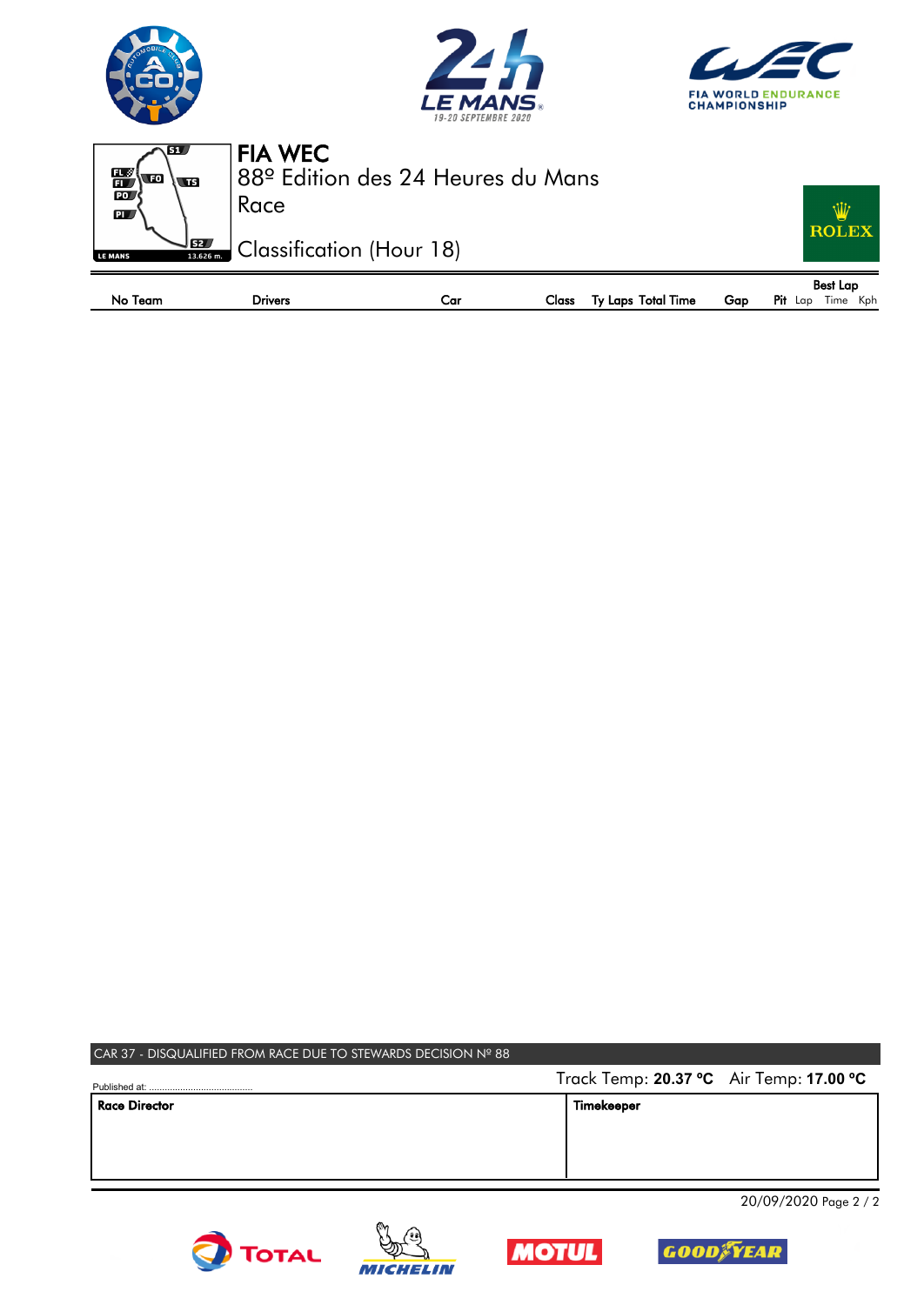# FIA WEC

## 88º Edition des 24 Heures du Mans

## Race

## Classification (Hour 18)

| No | Team | Drivers | Car | Class | Ty | Laps | Total Time | Gap | Pit | Best Lap | | |
|---|---|---|---|---|---|---|---|---|---|---|---|---|
| | | | | | | | | | | Lap | Time | Kph |

CAR 37 - DISQUALIFIED FROM RACE DUE TO STEWARDS DECISION Nº 88

Published at: ........................................

Track Temp: **20.37 ºC** Air Temp: **17.00 ºC**

| Race Director | Timekeeper |
|---|---|
| | |

20/09/2020